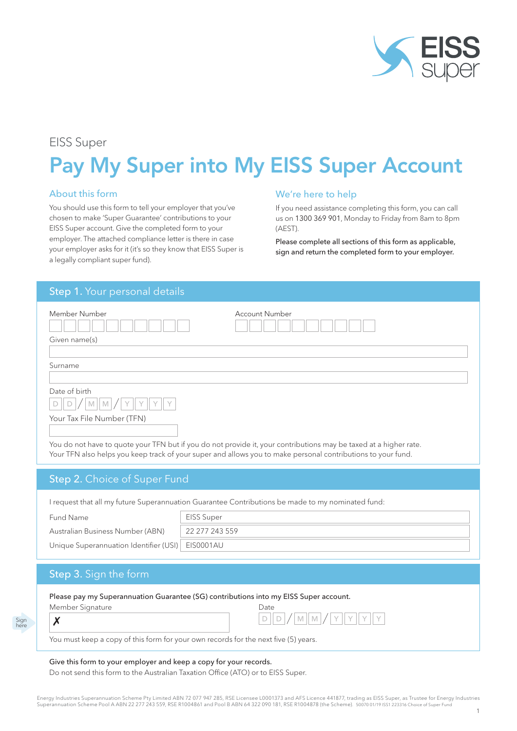EISS Super

# Pay My Super into My EISS Super Account

## About this form

You should use this form to tell your employer that you've chosen to make 'Super Guarantee' contributions to your EISS Super account. Give the completed form to your employer. The attached compliance letter is there in case your employer asks for it (it's so they know that EISS Super is a legally compliant super fund).

## We're here to help

If you need assistance completing this form, you can call us on 1300 369 901, Monday to Friday from 8am to 8pm (AEST).

Please complete all sections of this form as applicable, sign and return the completed form to your employer.

## Step 1. Your personal details

Member Number

Account Number

Given name(s)

Surname

Date of birth

D D / M M / Y Y Y Y

Your Tax File Number (TFN)

You do not have to quote your TFN but if you do not provide it, your contributions may be taxed at a higher rate. Your TFN also helps you keep track of your super and allows you to make personal contributions to your fund.

## Step 2. Choice of Super Fund

I request that all my future Superannuation Guarantee Contributions be made to my nominated fund:

| | |
|---|---|
| Fund Name | EISS Super |
| Australian Business Number (ABN) | 22 277 243 559 |
| Unique Superannuation Identifier (USI) | EIS0001AU |

## Step 3. Sign the form

Please pay my Superannuation Guarantee (SG) contributions into my EISS Super account.

Sign here

Member Signature

✗

Date

D D / M M / Y Y Y Y

You must keep a copy of this form for your own records for the next five (5) years.

Give this form to your employer and keep a copy for your records.

Do not send this form to the Australian Taxation Office (ATO) or to EISS Super.

Energy Industries Superannuation Scheme Pty Limited ABN 72 077 947 285, RSE Licensee L0001373 and AFS Licence 441877, trading as EISS Super, as Trustee for Energy Industries Superannuation Scheme Pool A ABN 22 277 243 559, RSE R1004861 and Pool B ABN 64 322 090 181, RSE R1004878 (the Scheme). 50070 01/19 ISS1 223316 Choice of Super Fund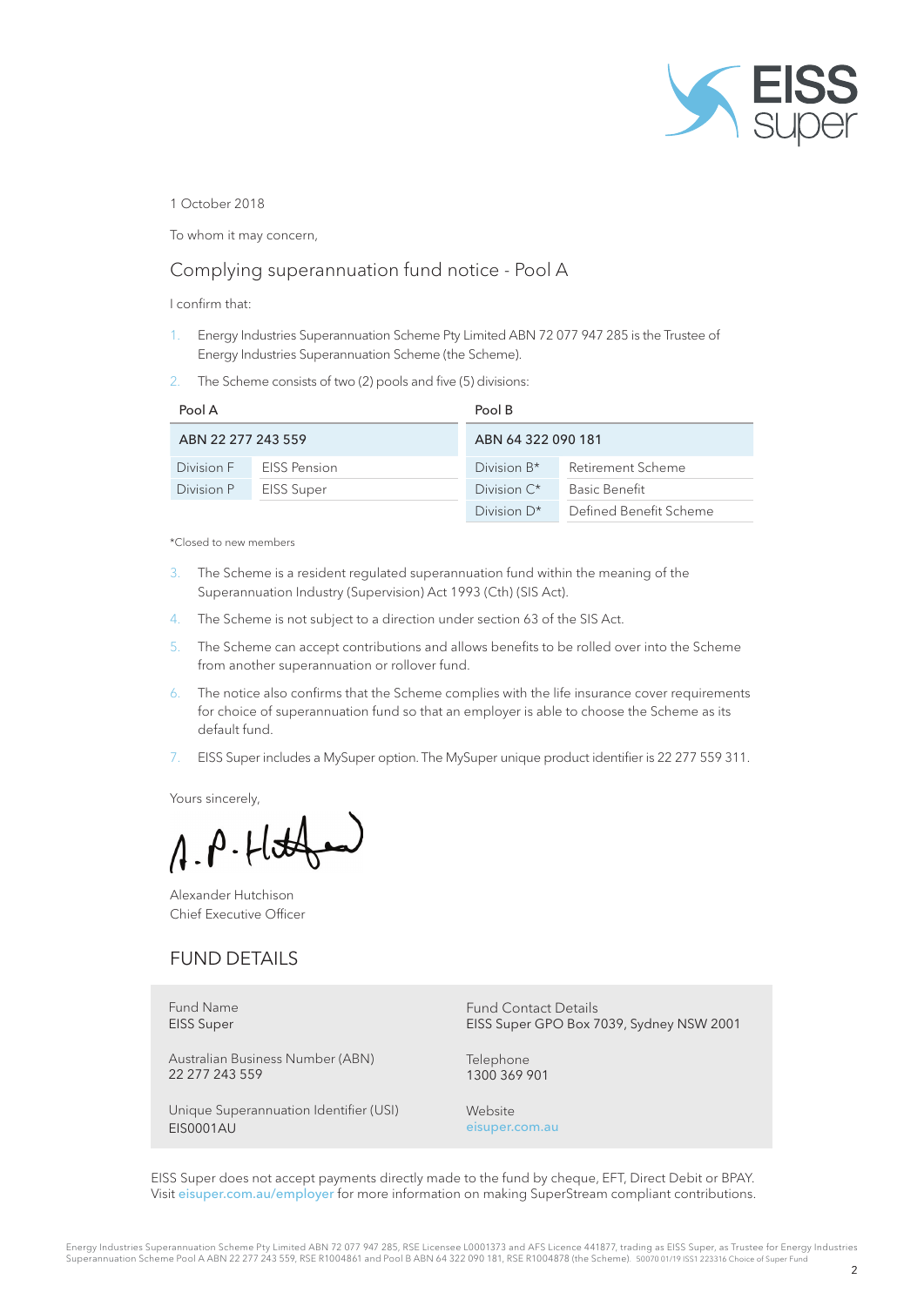1 October 2018

To whom it may concern,

## Complying superannuation fund notice - Pool A

I confirm that:

1. Energy Industries Superannuation Scheme Pty Limited ABN 72 077 947 285 is the Trustee of Energy Industries Superannuation Scheme (the Scheme).
2. The Scheme consists of two (2) pools and five (5) divisions:

| Pool A | | Pool B | |
|---|---|---|---|
| ABN 22 277 243 559 | | ABN 64 322 090 181 | |
| Division F | EISS Pension | Division B* | Retirement Scheme |
| Division P | EISS Super | Division C* | Basic Benefit |
| | | Division D* | Defined Benefit Scheme |

*Closed to new members

3. The Scheme is a resident regulated superannuation fund within the meaning of the Superannuation Industry (Supervision) Act 1993 (Cth) (SIS Act).
4. The Scheme is not subject to a direction under section 63 of the SIS Act.
5. The Scheme can accept contributions and allows benefits to be rolled over into the Scheme from another superannuation or rollover fund.
6. The notice also confirms that the Scheme complies with the life insurance cover requirements for choice of superannuation fund so that an employer is able to choose the Scheme as its default fund.
7. EISS Super includes a MySuper option. The MySuper unique product identifier is 22 277 559 311.

Yours sincerely,

Alexander Hutchison
Chief Executive Officer

## FUND DETAILS

Fund Name
EISS Super

Australian Business Number (ABN)
22 277 243 559

Unique Superannuation Identifier (USI)
EIS0001AU

Fund Contact Details
EISS Super GPO Box 7039, Sydney NSW 2001

Telephone
1300 369 901

Website
eisuper.com.au

EISS Super does not accept payments directly made to the fund by cheque, EFT, Direct Debit or BPAY. Visit eisuper.com.au/employer for more information on making SuperStream compliant contributions.

Energy Industries Superannuation Scheme Pty Limited ABN 72 077 947 285, RSE Licensee L0001373 and AFS Licence 441877, trading as EISS Super, as Trustee for Energy Industries Superannuation Scheme Pool A ABN 22 277 243 559, RSE R1004861 and Pool B ABN 64 322 090 181, RSE R1004878 (the Scheme). 50070 01/19 ISS1 223316 Choice of Super Fund